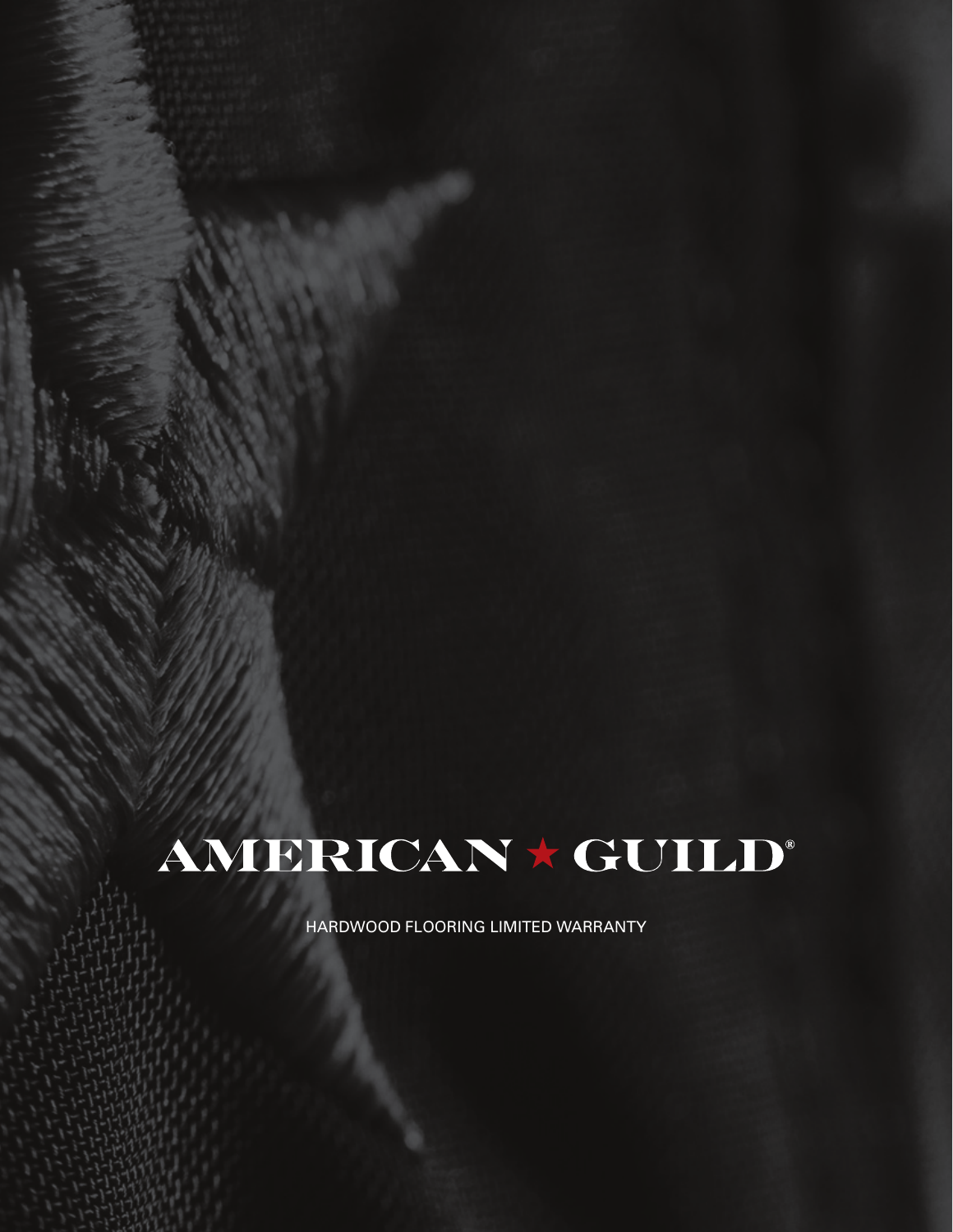# AMERICAN ★ GUILD®

HARDWOOD FLOORING LIMITED WARRANTY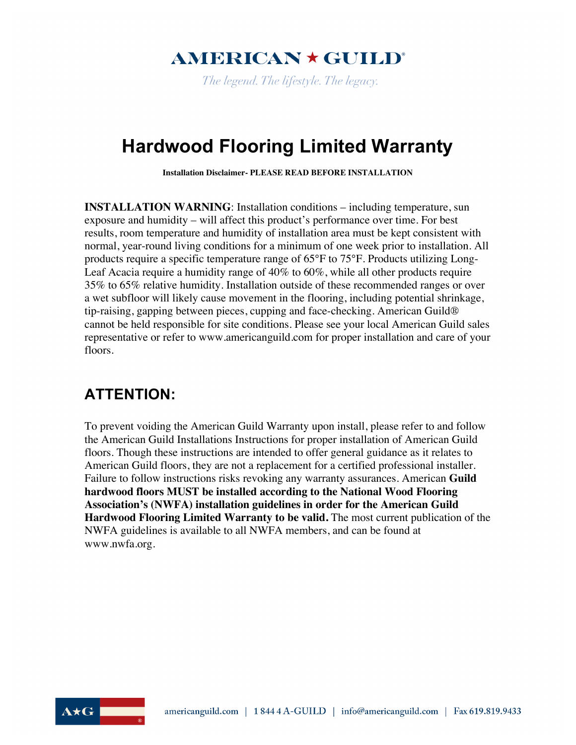AMERICAN ★ GUILD®

*The legend. The lifestyle. The legacy.*

# Hardwood Flooring Limited Warranty

**Installation Disclaimer- PLEASE READ BEFORE INSTALLATION**

**INSTALLATION WARNING**: Installation conditions – including temperature, sun exposure and humidity – will affect this product's performance over time. For best results, room temperature and humidity of installation area must be kept consistent with normal, year-round living conditions for a minimum of one week prior to installation. All products require a specific temperature range of 65°F to 75°F. Products utilizing Long-Leaf Acacia require a humidity range of 40% to 60%, while all other products require 35% to 65% relative humidity. Installation outside of these recommended ranges or over a wet subfloor will likely cause movement in the flooring, including potential shrinkage, tip-raising, gapping between pieces, cupping and face-checking. American Guild® cannot be held responsible for site conditions. Please see your local American Guild sales representative or refer to www.americanguild.com for proper installation and care of your floors.

## ATTENTION:

To prevent voiding the American Guild Warranty upon install, please refer to and follow the American Guild Installations Instructions for proper installation of American Guild floors. Though these instructions are intended to offer general guidance as it relates to American Guild floors, they are not a replacement for a certified professional installer. Failure to follow instructions risks revoking any warranty assurances. American **Guild hardwood floors MUST be installed according to the National Wood Flooring Association's (NWFA) installation guidelines in order for the American Guild Hardwood Flooring Limited Warranty to be valid.** The most current publication of the NWFA guidelines is available to all NWFA members, and can be found at www.nwfa.org.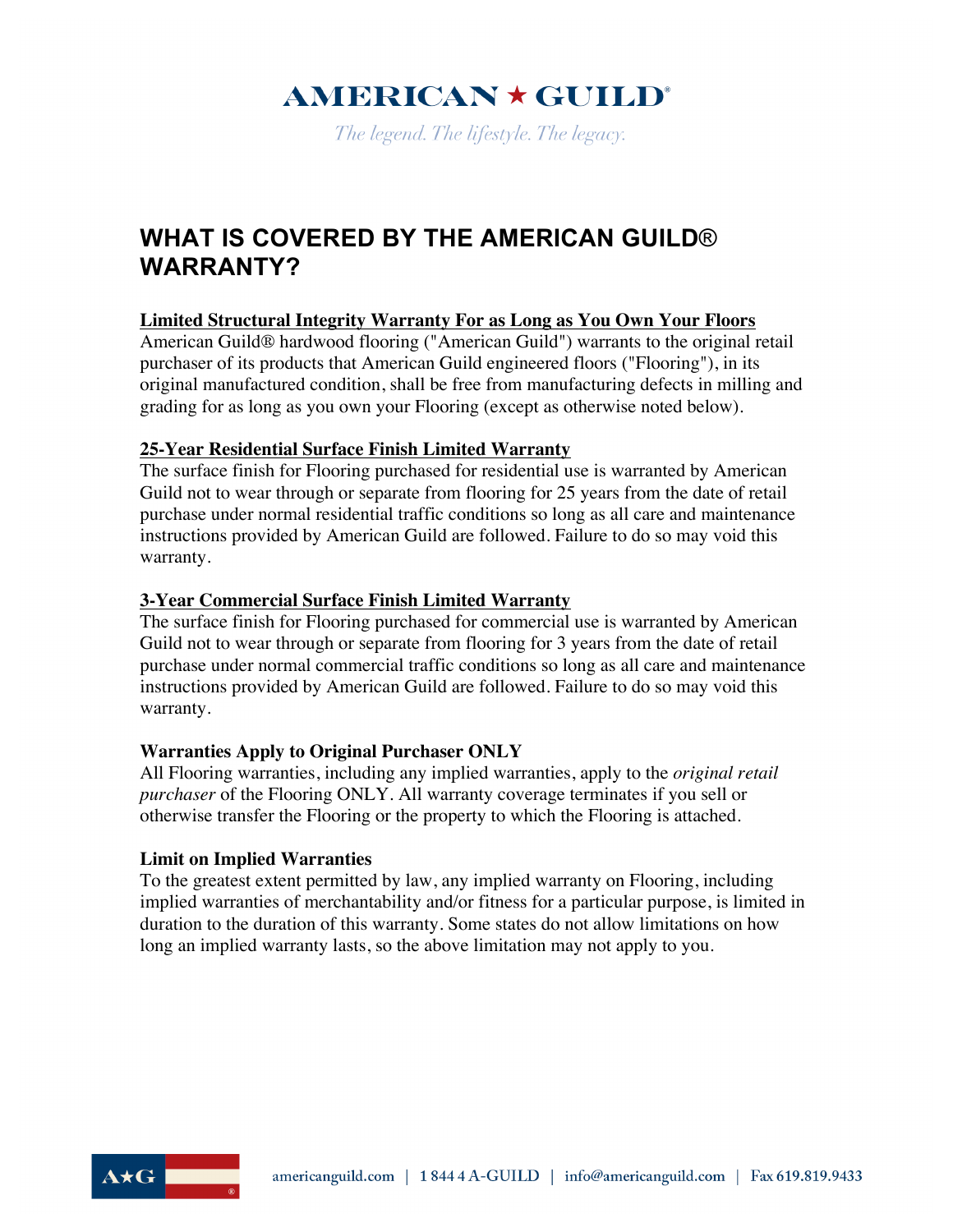# WHAT IS COVERED BY THE AMERICAN GUILD® WARRANTY?

**Limited Structural Integrity Warranty For as Long as You Own Your Floors**

American Guild® hardwood flooring ("American Guild") warrants to the original retail purchaser of its products that American Guild engineered floors ("Flooring"), in its original manufactured condition, shall be free from manufacturing defects in milling and grading for as long as you own your Flooring (except as otherwise noted below).

**25-Year Residential Surface Finish Limited Warranty**

The surface finish for Flooring purchased for residential use is warranted by American Guild not to wear through or separate from flooring for 25 years from the date of retail purchase under normal residential traffic conditions so long as all care and maintenance instructions provided by American Guild are followed. Failure to do so may void this warranty.

**3-Year Commercial Surface Finish Limited Warranty**

The surface finish for Flooring purchased for commercial use is warranted by American Guild not to wear through or separate from flooring for 3 years from the date of retail purchase under normal commercial traffic conditions so long as all care and maintenance instructions provided by American Guild are followed. Failure to do so may void this warranty.

**Warranties Apply to Original Purchaser ONLY**

All Flooring warranties, including any implied warranties, apply to the *original retail purchaser* of the Flooring ONLY. All warranty coverage terminates if you sell or otherwise transfer the Flooring or the property to which the Flooring is attached.

**Limit on Implied Warranties**

To the greatest extent permitted by law, any implied warranty on Flooring, including implied warranties of merchantability and/or fitness for a particular purpose, is limited in duration to the duration of this warranty. Some states do not allow limitations on how long an implied warranty lasts, so the above limitation may not apply to you.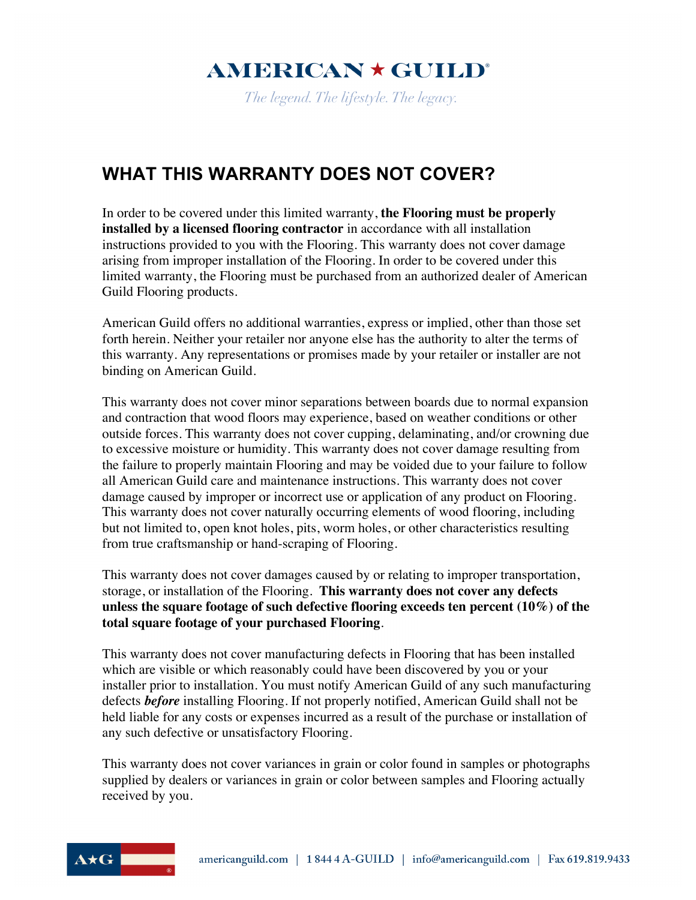## WHAT THIS WARRANTY DOES NOT COVER?

In order to be covered under this limited warranty, **the Flooring must be properly installed by a licensed flooring contractor** in accordance with all installation instructions provided to you with the Flooring. This warranty does not cover damage arising from improper installation of the Flooring. In order to be covered under this limited warranty, the Flooring must be purchased from an authorized dealer of American Guild Flooring products.

American Guild offers no additional warranties, express or implied, other than those set forth herein. Neither your retailer nor anyone else has the authority to alter the terms of this warranty. Any representations or promises made by your retailer or installer are not binding on American Guild.

This warranty does not cover minor separations between boards due to normal expansion and contraction that wood floors may experience, based on weather conditions or other outside forces. This warranty does not cover cupping, delaminating, and/or crowning due to excessive moisture or humidity. This warranty does not cover damage resulting from the failure to properly maintain Flooring and may be voided due to your failure to follow all American Guild care and maintenance instructions. This warranty does not cover damage caused by improper or incorrect use or application of any product on Flooring. This warranty does not cover naturally occurring elements of wood flooring, including but not limited to, open knot holes, pits, worm holes, or other characteristics resulting from true craftsmanship or hand-scraping of Flooring.

This warranty does not cover damages caused by or relating to improper transportation, storage, or installation of the Flooring. **This warranty does not cover any defects unless the square footage of such defective flooring exceeds ten percent (10%) of the total square footage of your purchased Flooring**.

This warranty does not cover manufacturing defects in Flooring that has been installed which are visible or which reasonably could have been discovered by you or your installer prior to installation. You must notify American Guild of any such manufacturing defects ***before*** installing Flooring. If not properly notified, American Guild shall not be held liable for any costs or expenses incurred as a result of the purchase or installation of any such defective or unsatisfactory Flooring.

This warranty does not cover variances in grain or color found in samples or photographs supplied by dealers or variances in grain or color between samples and Flooring actually received by you.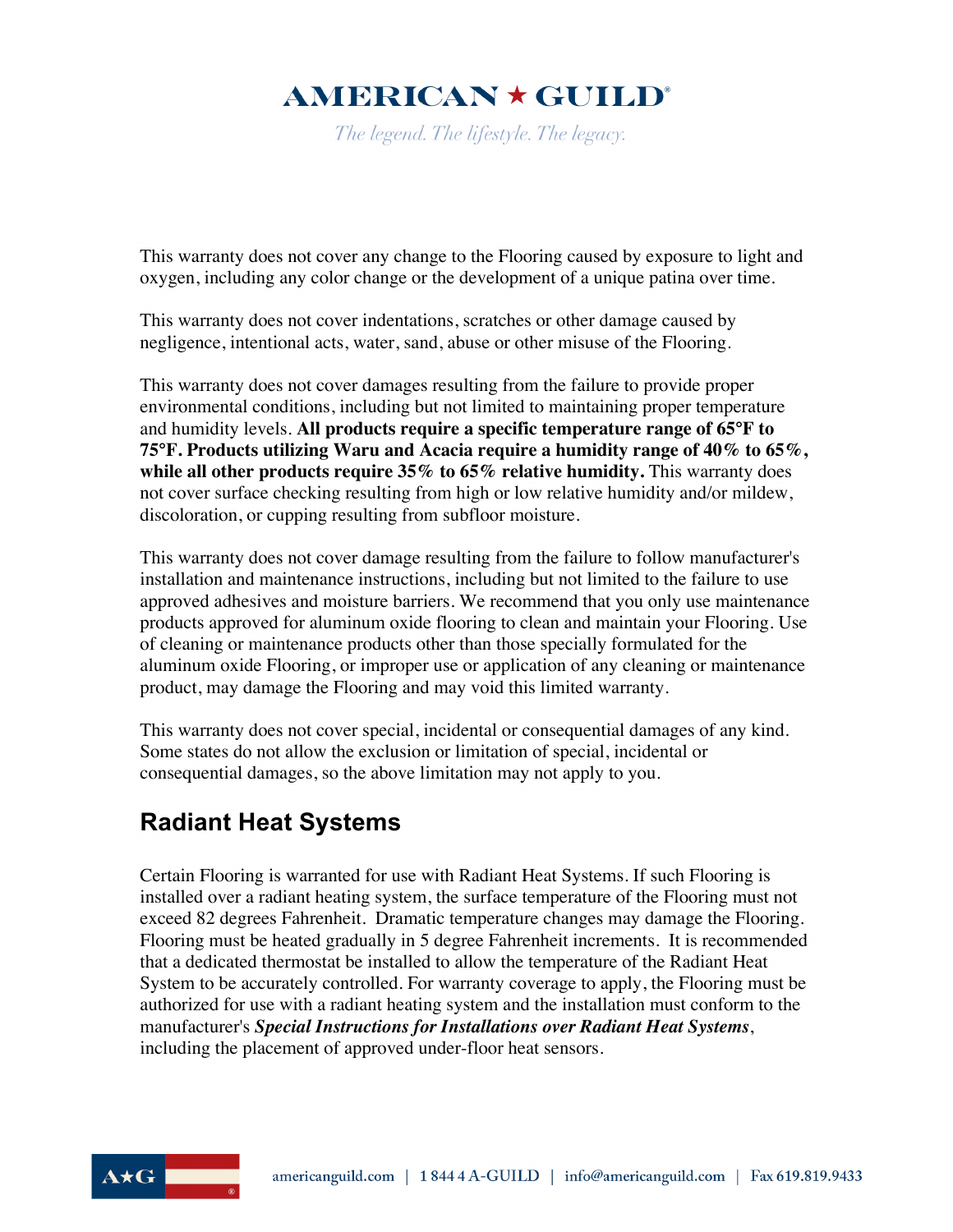This warranty does not cover any change to the Flooring caused by exposure to light and oxygen, including any color change or the development of a unique patina over time.

This warranty does not cover indentations, scratches or other damage caused by negligence, intentional acts, water, sand, abuse or other misuse of the Flooring.

This warranty does not cover damages resulting from the failure to provide proper environmental conditions, including but not limited to maintaining proper temperature and humidity levels. **All products require a specific temperature range of 65°F to 75°F. Products utilizing Waru and Acacia require a humidity range of 40% to 65%, while all other products require 35% to 65% relative humidity.** This warranty does not cover surface checking resulting from high or low relative humidity and/or mildew, discoloration, or cupping resulting from subfloor moisture.

This warranty does not cover damage resulting from the failure to follow manufacturer's installation and maintenance instructions, including but not limited to the failure to use approved adhesives and moisture barriers. We recommend that you only use maintenance products approved for aluminum oxide flooring to clean and maintain your Flooring. Use of cleaning or maintenance products other than those specially formulated for the aluminum oxide Flooring, or improper use or application of any cleaning or maintenance product, may damage the Flooring and may void this limited warranty.

This warranty does not cover special, incidental or consequential damages of any kind. Some states do not allow the exclusion or limitation of special, incidental or consequential damages, so the above limitation may not apply to you.

## Radiant Heat Systems

Certain Flooring is warranted for use with Radiant Heat Systems. If such Flooring is installed over a radiant heating system, the surface temperature of the Flooring must not exceed 82 degrees Fahrenheit. Dramatic temperature changes may damage the Flooring. Flooring must be heated gradually in 5 degree Fahrenheit increments. It is recommended that a dedicated thermostat be installed to allow the temperature of the Radiant Heat System to be accurately controlled. For warranty coverage to apply, the Flooring must be authorized for use with a radiant heating system and the installation must conform to the manufacturer's ***Special Instructions for Installations over Radiant Heat Systems***, including the placement of approved under-floor heat sensors.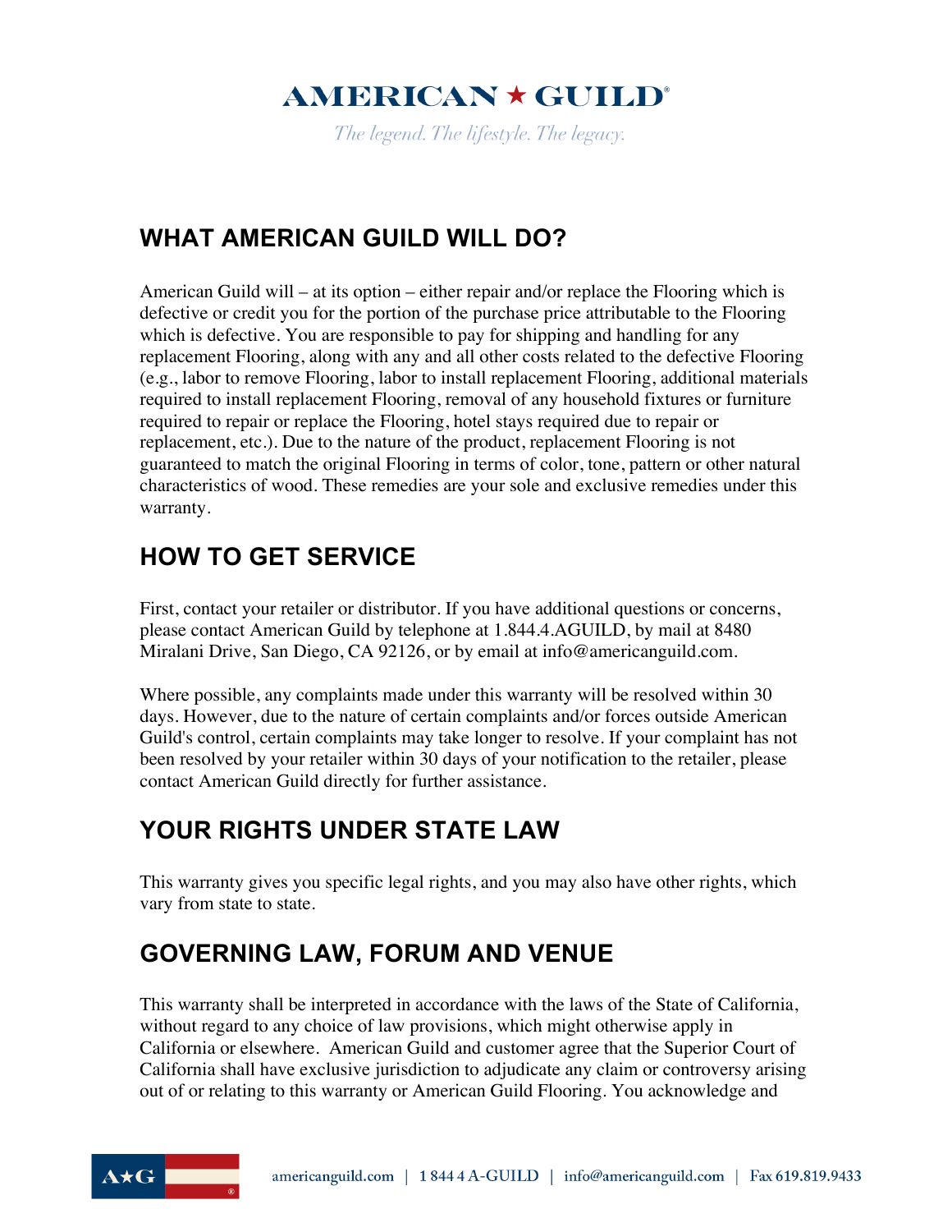## WHAT AMERICAN GUILD WILL DO?

American Guild will – at its option – either repair and/or replace the Flooring which is defective or credit you for the portion of the purchase price attributable to the Flooring which is defective. You are responsible to pay for shipping and handling for any replacement Flooring, along with any and all other costs related to the defective Flooring (e.g., labor to remove Flooring, labor to install replacement Flooring, additional materials required to install replacement Flooring, removal of any household fixtures or furniture required to repair or replace the Flooring, hotel stays required due to repair or replacement, etc.). Due to the nature of the product, replacement Flooring is not guaranteed to match the original Flooring in terms of color, tone, pattern or other natural characteristics of wood. These remedies are your sole and exclusive remedies under this warranty.

## HOW TO GET SERVICE

First, contact your retailer or distributor. If you have additional questions or concerns, please contact American Guild by telephone at 1.844.4.AGUILD, by mail at 8480 Miralani Drive, San Diego, CA 92126, or by email at info@americanguild.com.

Where possible, any complaints made under this warranty will be resolved within 30 days. However, due to the nature of certain complaints and/or forces outside American Guild's control, certain complaints may take longer to resolve. If your complaint has not been resolved by your retailer within 30 days of your notification to the retailer, please contact American Guild directly for further assistance.

## YOUR RIGHTS UNDER STATE LAW

This warranty gives you specific legal rights, and you may also have other rights, which vary from state to state.

## GOVERNING LAW, FORUM AND VENUE

This warranty shall be interpreted in accordance with the laws of the State of California, without regard to any choice of law provisions, which might otherwise apply in California or elsewhere. American Guild and customer agree that the Superior Court of California shall have exclusive jurisdiction to adjudicate any claim or controversy arising out of or relating to this warranty or American Guild Flooring. You acknowledge and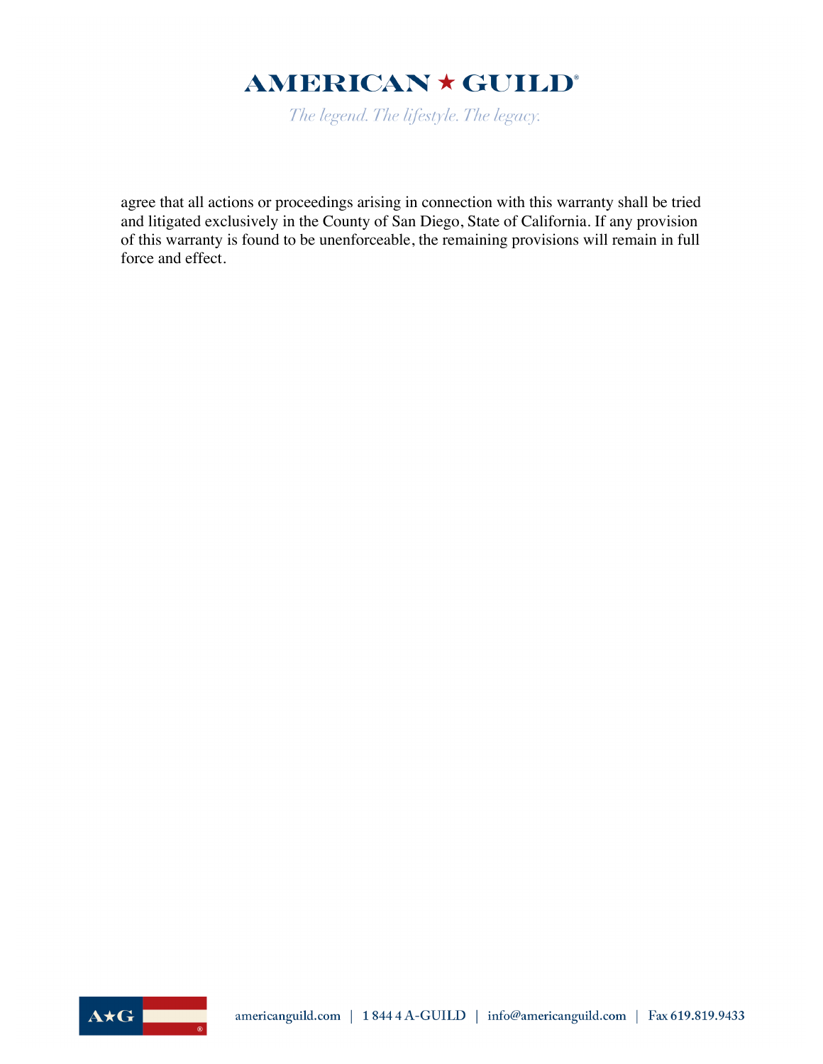agree that all actions or proceedings arising in connection with this warranty shall be tried and litigated exclusively in the County of San Diego, State of California. If any provision of this warranty is found to be unenforceable, the remaining provisions will remain in full force and effect.